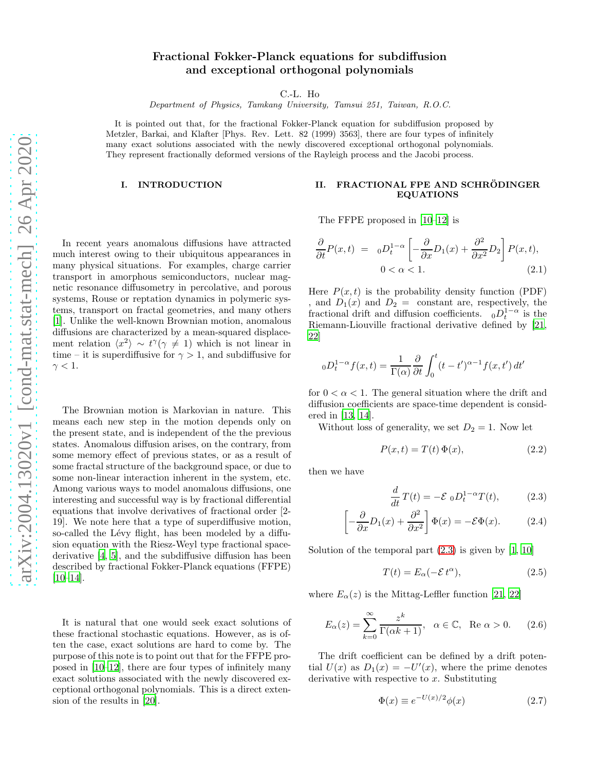# Fractional Fokker-Planck equations for subdiffusion and exceptional orthogonal polynomials

C.-L. Ho

*Department of Physics, Tamkang University, Tamsui 251, Taiwan, R.O.C.*

It is pointed out that, for the fractional Fokker-Planck equation for subdiffusion proposed by Metzler, Barkai, and Klafter [Phys. Rev. Lett. 82 (1999) 3563], there are four types of infinitely many exact solutions associated with the newly discovered exceptional orthogonal polynomials. They represent fractionally deformed versions of the Rayleigh process and the Jacobi process.

## I. INTRODUCTION

In recent years anomalous diffusions have attracted much interest owing to their ubiquitous appearances in many physical situations. For examples, charge carrier transport in amorphous semiconductors, nuclear magnetic resonance diffusometry in percolative, and porous systems, Rouse or reptation dynamics in polymeric systems, transport on fractal geometries, and many others [1]. Unlike the well-known Brownian motion, anomalous diffusions are characterized by a mean-squared displacement relation $\langle x^2\rangle \sim t^\gamma (\gamma \neq 1)$ which is not linear in time – it is superdiffusive for $\gamma > 1$, and subdiffusive for $\gamma < 1$.

The Brownian motion is Markovian in nature. This means each new step in the motion depends only on the present state, and is independent of the the previous states. Anomalous diffusion arises, on the contrary, from some memory effect of previous states, or as a result of some fractal structure of the background space, or due to some non-linear interaction inherent in the system, etc. Among various ways to model anomalous diffusions, one interesting and successful way is by fractional differential equations that involve derivatives of fractional order [2-19]. We note here that a type of superdiffusive motion, so-called the Lévy flight, has been modeled by a diffusion equation with the Riesz-Weyl type fractional space-derivative [4, 5], and the subdiffusive diffusion has been described by fractional Fokker-Planck equations (FFPE) [10–14].

It is natural that one would seek exact solutions of these fractional stochastic equations. However, as is often the case, exact solutions are hard to come by. The purpose of this note is to point out that for the FFPE proposed in [10–12], there are four types of infinitely many exact solutions associated with the newly discovered exceptional orthogonal polynomials. This is a direct extension of the results in [20].

## II. FRACTIONAL FPE AND SCHRÖDINGER EQUATIONS

The FFPE proposed in [10–12] is

$$\frac{\partial}{\partial t}P(x,t) = {}_0D_t^{1-\alpha}\left[-\frac{\partial}{\partial x}D_1(x) + \frac{\partial^2}{\partial x^2}D_2\right]P(x,t), \quad 0<\alpha<1. \tag{2.1}$$

Here $P(x,t)$ is the probability density function (PDF) , and $D_1(x)$ and $D_2 =$ constant are, respectively, the fractional drift and diffusion coefficients. ${}_0D_t^{1-\alpha}$ is the Riemann-Liouville fractional derivative defined by [21, 22]

$${}_0D_t^{1-\alpha}f(x,t) = \frac{1}{\Gamma(\alpha)}\frac{\partial}{\partial t}\int_0^t (t-t')^{\alpha-1}f(x,t')\,dt'$$

for $0 < \alpha < 1$. The general situation where the drift and diffusion coefficients are space-time dependent is considered in [13, 14].

Without loss of generality, we set $D_2 = 1$. Now let

$$P(x,t) = T(t)\,\Phi(x), \tag{2.2}$$

then we have

$$\frac{d}{dt}T(t) = -\mathcal{E}\ {}_0D_t^{1-\alpha}T(t), \tag{2.3}$$

$$\left[-\frac{\partial}{\partial x}D_1(x) + \frac{\partial^2}{\partial x^2}\right]\Phi(x) = -\mathcal{E}\Phi(x). \tag{2.4}$$

Solution of the temporal part (2.3) is given by [1, 10]

$$T(t) = E_\alpha(-\mathcal{E}\,t^\alpha), \tag{2.5}$$

where $E_\alpha(z)$ is the Mittag-Leffler function [21, 22]

$$E_\alpha(z) = \sum_{k=0}^{\infty}\frac{z^k}{\Gamma(\alpha k+1)}, \quad \alpha\in\mathbb{C}, \quad \text{Re } \alpha > 0. \tag{2.6}$$

The drift coefficient can be defined by a drift potential $U(x)$ as $D_1(x) = -U'(x)$, where the prime denotes derivative with respective to $x$. Substituting

$$\Phi(x) \equiv e^{-U(x)/2}\phi(x) \tag{2.7}$$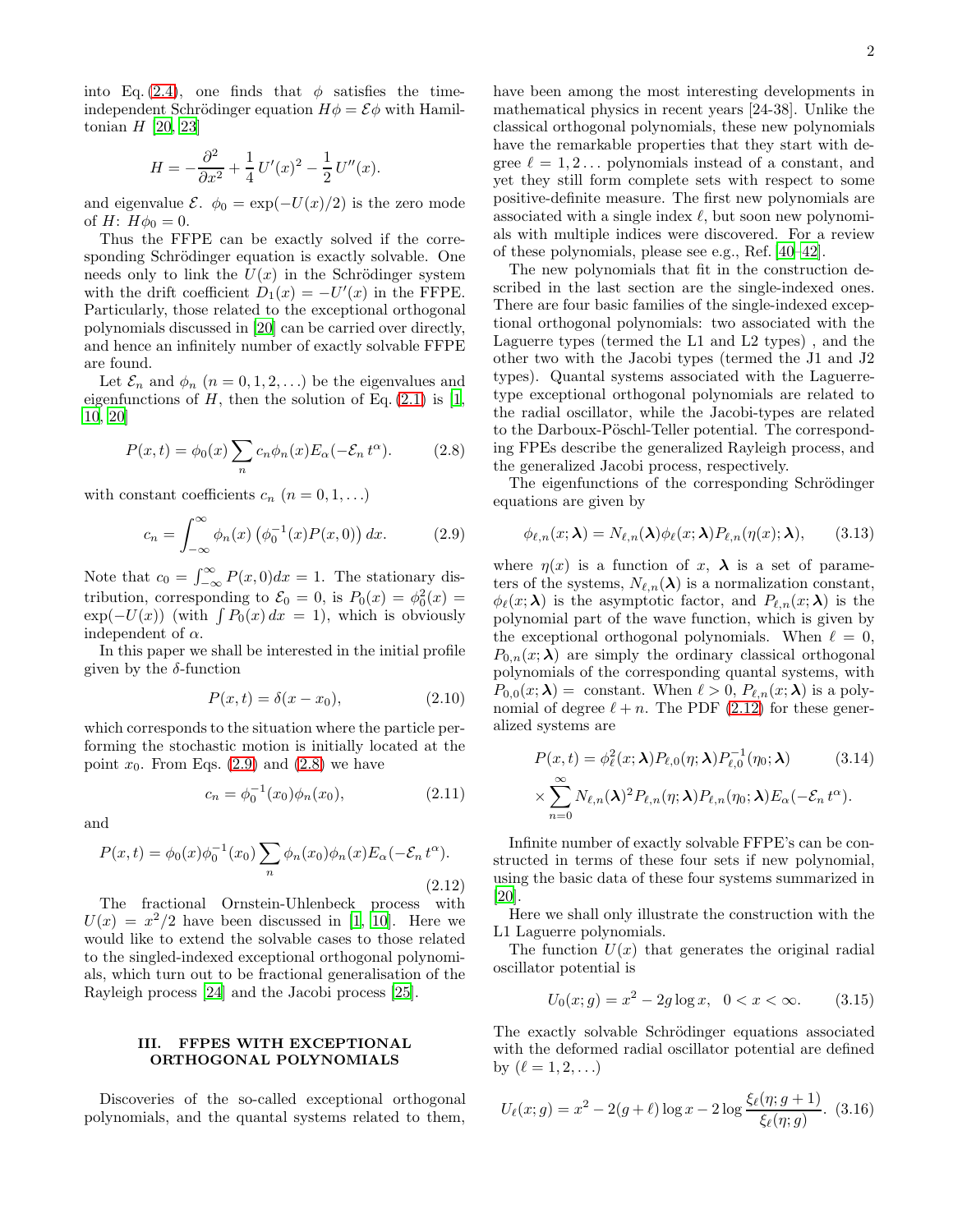into Eq. (2.4), one finds that $\phi$ satisfies the time-independent Schrödinger equation $H\phi = \mathcal{E}\phi$ with Hamiltonian $H$ [20, 23]

$$H = -\frac{\partial^2}{\partial x^2} + \frac{1}{4}\,U'(x)^2 - \frac{1}{2}\,U''(x).$$

and eigenvalue $\mathcal{E}$. $\phi_0 = \exp(-U(x)/2)$ is the zero mode of $H$: $H\phi_0 = 0$.

Thus the FFPE can be exactly solved if the corresponding Schrödinger equation is exactly solvable. One needs only to link the $U(x)$ in the Schrödinger system with the drift coefficient $D_1(x) = -U'(x)$ in the FFPE. Particularly, those related to the exceptional orthogonal polynomials discussed in [20] can be carried over directly, and hence an infinitely number of exactly solvable FFPE are found.

Let $\mathcal{E}_n$ and $\phi_n$ $(n = 0, 1, 2, \ldots)$ be the eigenvalues and eigenfunctions of $H$, then the solution of Eq. (2.1) is [1, 10, 20]

$$P(x,t) = \phi_0(x)\sum_n c_n\phi_n(x)E_\alpha(-\mathcal{E}_n\, t^\alpha). \tag{2.8}$$

with constant coefficients $c_n$ $(n = 0, 1, \ldots)$

$$c_n = \int_{-\infty}^{\infty}\phi_n(x)\left(\phi_0^{-1}(x)P(x,0)\right)dx. \tag{2.9}$$

Note that $c_0 = \int_{-\infty}^{\infty}P(x,0)dx = 1$. The stationary distribution, corresponding to $\mathcal{E}_0 = 0$, is $P_0(x) = \phi_0^2(x) = \exp(-U(x))$ (with $\int P_0(x)\,dx = 1$), which is obviously independent of $\alpha$.

In this paper we shall be interested in the initial profile given by the $\delta$-function

$$P(x,t) = \delta(x - x_0), \tag{2.10}$$

which corresponds to the situation where the particle performing the stochastic motion is initially located at the point $x_0$. From Eqs. (2.9) and (2.8) we have

$$c_n = \phi_0^{-1}(x_0)\phi_n(x_0), \tag{2.11}$$

and

$$P(x,t) = \phi_0(x)\phi_0^{-1}(x_0)\sum_n\phi_n(x_0)\phi_n(x)E_\alpha(-\mathcal{E}_n\, t^\alpha). \tag{2.12}$$

The fractional Ornstein-Uhlenbeck process with $U(x) = x^2/2$ have been discussed in [1, 10]. Here we would like to extend the solvable cases to those related to the singled-indexed exceptional orthogonal polynomials, which turn out to be fractional generalisation of the Rayleigh process [24] and the Jacobi process [25].

## III. FFPES WITH EXCEPTIONAL ORTHOGONAL POLYNOMIALS

Discoveries of the so-called exceptional orthogonal polynomials, and the quantal systems related to them, have been among the most interesting developments in mathematical physics in recent years [24-38]. Unlike the classical orthogonal polynomials, these new polynomials have the remarkable properties that they start with degree $\ell = 1, 2\ldots$ polynomials instead of a constant, and yet they still form complete sets with respect to some positive-definite measure. The first new polynomials are associated with a single index $\ell$, but soon new polynomials with multiple indices were discovered. For a review of these polynomials, please see e.g., Ref. [40–42].

The new polynomials that fit in the construction described in the last section are the single-indexed ones. There are four basic families of the single-indexed exceptional orthogonal polynomials: two associated with the Laguerre types (termed the L1 and L2 types) , and the other two with the Jacobi types (termed the J1 and J2 types). Quantal systems associated with the Laguerre-type exceptional orthogonal polynomials are related to the radial oscillator, while the Jacobi-types are related to the Darboux-Pöschl-Teller potential. The corresponding FPEs describe the generalized Rayleigh process, and the generalized Jacobi process, respectively.

The eigenfunctions of the corresponding Schrödinger equations are given by

$$\phi_{\ell,n}(x;\boldsymbol{\lambda}) = N_{\ell,n}(\boldsymbol{\lambda})\phi_\ell(x;\boldsymbol{\lambda})P_{\ell,n}(\eta(x);\boldsymbol{\lambda}), \tag{3.13}$$

where $\eta(x)$ is a function of $x$, $\boldsymbol{\lambda}$ is a set of parameters of the systems, $N_{\ell,n}(\boldsymbol{\lambda})$ is a normalization constant, $\phi_\ell(x;\boldsymbol{\lambda})$ is the asymptotic factor, and $P_{\ell,n}(x;\boldsymbol{\lambda})$ is the polynomial part of the wave function, which is given by the exceptional orthogonal polynomials. When $\ell = 0$, $P_{0,n}(x;\boldsymbol{\lambda})$ are simply the ordinary classical orthogonal polynomials of the corresponding quantal systems, with $P_{0,0}(x;\boldsymbol{\lambda}) =$ constant. When $\ell > 0$, $P_{\ell,n}(x;\boldsymbol{\lambda})$ is a polynomial of degree $\ell + n$. The PDF (2.12) for these generalized systems are

$$\begin{aligned} P(x,t) &= \phi_\ell^2(x;\boldsymbol{\lambda})P_{\ell,0}(\eta;\boldsymbol{\lambda})P_{\ell,0}^{-1}(\eta_0;\boldsymbol{\lambda}) \\ &\times\sum_{n=0}^{\infty}N_{\ell,n}(\boldsymbol{\lambda})^2P_{\ell,n}(\eta;\boldsymbol{\lambda})P_{\ell,n}(\eta_0;\boldsymbol{\lambda})E_\alpha(-\mathcal{E}_n\, t^\alpha). \end{aligned} \tag{3.14}$$

Infinite number of exactly solvable FFPE's can be constructed in terms of these four sets if new polynomial, using the basic data of these four systems summarized in [20].

Here we shall only illustrate the construction with the L1 Laguerre polynomials.

The function $U(x)$ that generates the original radial oscillator potential is

$$U_0(x;g) = x^2 - 2g\log x,\quad 0 < x < \infty. \tag{3.15}$$

The exactly solvable Schrödinger equations associated with the deformed radial oscillator potential are defined by $(\ell = 1, 2, \ldots)$

$$U_\ell(x;g) = x^2 - 2(g+\ell)\log x - 2\log\frac{\xi_\ell(\eta;g+1)}{\xi_\ell(\eta;g)}. \tag{3.16}$$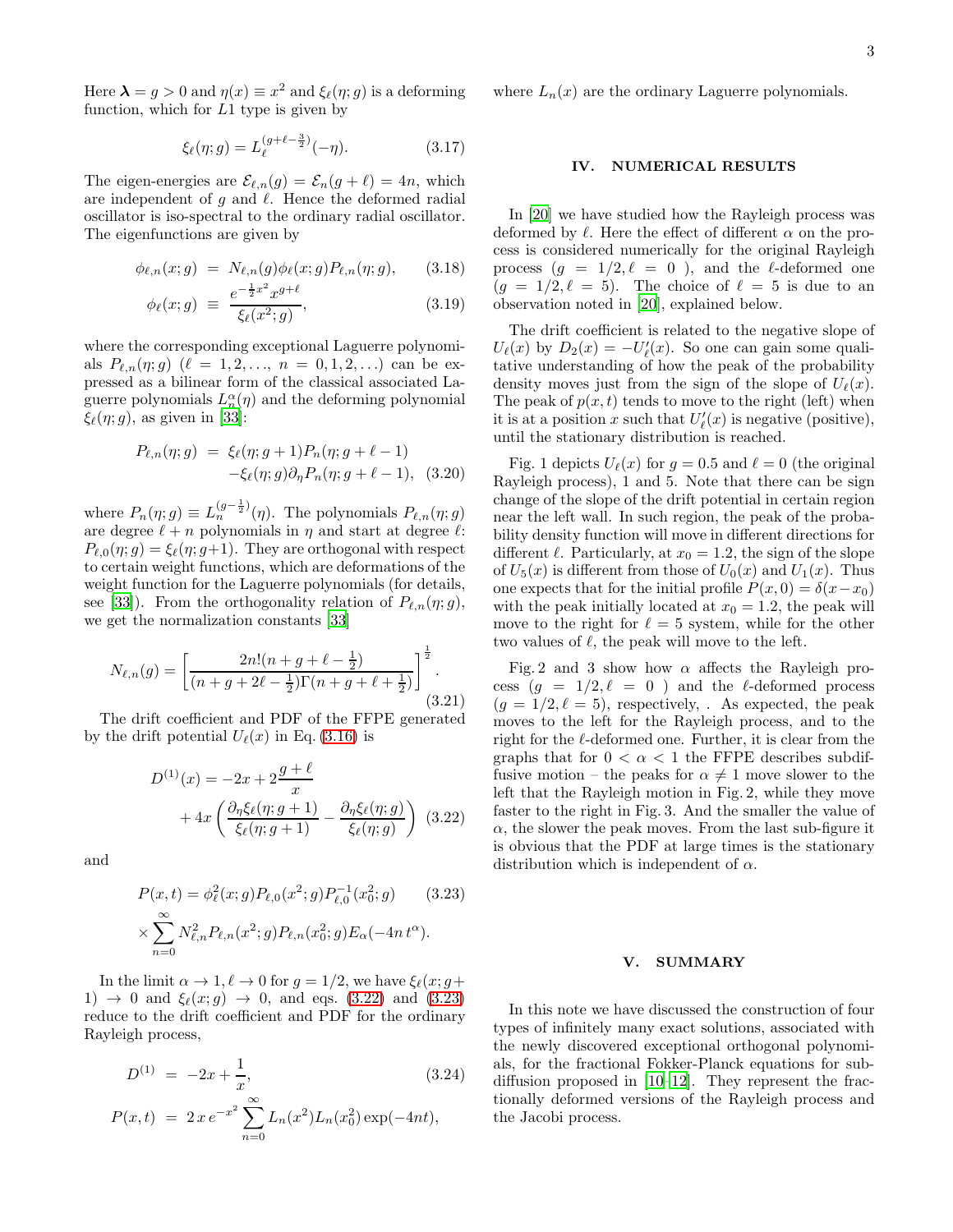Here $\boldsymbol{\lambda} = g > 0$ and $\eta(x) \equiv x^2$ and $\xi_\ell(\eta; g)$ is a deforming function, which for $L1$ type is given by

$$\xi_\ell(\eta; g) = L_\ell^{(g+\ell-\frac{3}{2})}(-\eta). \tag{3.17}$$

The eigen-energies are $\mathcal{E}_{\ell,n}(g) = \mathcal{E}_n(g+\ell) = 4n$, which are independent of $g$ and $\ell$. Hence the deformed radial oscillator is iso-spectral to the ordinary radial oscillator. The eigenfunctions are given by

$$\phi_{\ell,n}(x; g) = N_{\ell,n}(g)\phi_\ell(x; g)P_{\ell,n}(\eta; g), \tag{3.18}$$

$$\phi_\ell(x; g) \equiv \frac{e^{-\frac{1}{2}x^2}x^{g+\ell}}{\xi_\ell(x^2; g)}, \tag{3.19}$$

where the corresponding exceptional Laguerre polynomials $P_{\ell,n}(\eta; g)$ ($\ell = 1, 2, \ldots,\ n = 0, 1, 2, \ldots$) can be expressed as a bilinear form of the classical associated Laguerre polynomials $L_n^\alpha(\eta)$ and the deforming polynomial $\xi_\ell(\eta; g)$, as given in [33]:

$$\begin{aligned} P_{\ell,n}(\eta; g) &= \xi_\ell(\eta; g+1)P_n(\eta; g+\ell-1) \\ &\quad -\xi_\ell(\eta; g)\partial_\eta P_n(\eta; g+\ell-1), \end{aligned} \tag{3.20}$$

where $P_n(\eta; g) \equiv L_n^{(g-\frac{1}{2})}(\eta)$. The polynomials $P_{\ell,n}(\eta; g)$ are degree $\ell + n$ polynomials in $\eta$ and start at degree $\ell$: $P_{\ell,0}(\eta; g) = \xi_\ell(\eta; g+1)$. They are orthogonal with respect to certain weight functions, which are deformations of the weight function for the Laguerre polynomials (for details, see [33]). From the orthogonality relation of $P_{\ell,n}(\eta; g)$, we get the normalization constants [33]

$$N_{\ell,n}(g) = \left[\frac{2n!(n+g+\ell-\frac{1}{2})}{(n+g+2\ell-\frac{1}{2})\Gamma(n+g+\ell+\frac{1}{2})}\right]^{\frac{1}{2}}. \tag{3.21}$$

The drift coefficient and PDF of the FFPE generated by the drift potential $U_\ell(x)$ in Eq. (3.16) is

$$\begin{aligned} D^{(1)}(x) &= -2x + 2\frac{g+\ell}{x} \\ &\quad + 4x\left(\frac{\partial_\eta \xi_\ell(\eta; g+1)}{\xi_\ell(\eta; g+1)} - \frac{\partial_\eta \xi_\ell(\eta; g)}{\xi_\ell(\eta; g)}\right) \end{aligned} \tag{3.22}$$

and

$$\begin{aligned} P(x,t) &= \phi_\ell^2(x; g)P_{\ell,0}(x^2; g)P_{\ell,0}^{-1}(x_0^2; g) \\ &\times \sum_{n=0}^{\infty} N_{\ell,n}^2 P_{\ell,n}(x^2; g)P_{\ell,n}(x_0^2; g)E_\alpha(-4n\,t^\alpha). \end{aligned} \tag{3.23}$$

In the limit $\alpha \to 1, \ell \to 0$ for $g = 1/2$, we have $\xi_\ell(x; g+1) \to 0$ and $\xi_\ell(x; g) \to 0$, and eqs. (3.22) and (3.23) reduce to the drift coefficient and PDF for the ordinary Rayleigh process,

$$D^{(1)} = -2x + \frac{1}{x}, \tag{3.24}$$

$$P(x,t) = 2\,x\,e^{-x^2}\sum_{n=0}^{\infty} L_n(x^2)L_n(x_0^2)\exp(-4nt),$$

where $L_n(x)$ are the ordinary Laguerre polynomials.

## IV. NUMERICAL RESULTS

In [20] we have studied how the Rayleigh process was deformed by $\ell$. Here the effect of different $\alpha$ on the process is considered numerically for the original Rayleigh process ($g = 1/2, \ell = 0$ ), and the $\ell$-deformed one ($g = 1/2, \ell = 5$). The choice of $\ell = 5$ is due to an observation noted in [20], explained below.

The drift coefficient is related to the negative slope of $U_\ell(x)$ by $D_2(x) = -U'_\ell(x)$. So one can gain some qualitative understanding of how the peak of the probability density moves just from the sign of the slope of $U_\ell(x)$. The peak of $p(x,t)$ tends to move to the right (left) when it is at a position $x$ such that $U'_\ell(x)$ is negative (positive), until the stationary distribution is reached.

Fig. 1 depicts $U_\ell(x)$ for $g = 0.5$ and $\ell = 0$ (the original Rayleigh process), 1 and 5. Note that there can be sign change of the slope of the drift potential in certain region near the left wall. In such region, the peak of the probability density function will move in different directions for different $\ell$. Particularly, at $x_0 = 1.2$, the sign of the slope of $U_5(x)$ is different from those of $U_0(x)$ and $U_1(x)$. Thus one expects that for the initial profile $P(x,0) = \delta(x - x_0)$ with the peak initially located at $x_0 = 1.2$, the peak will move to the right for $\ell = 5$ system, while for the other two values of $\ell$, the peak will move to the left.

Fig. 2 and 3 show how $\alpha$ affects the Rayleigh process ($g = 1/2, \ell = 0$ ) and the $\ell$-deformed process ($g = 1/2, \ell = 5$), respectively, . As expected, the peak moves to the left for the Rayleigh process, and to the right for the $\ell$-deformed one. Further, it is clear from the graphs that for $0 < \alpha < 1$ the FFPE describes subdiffusive motion – the peaks for $\alpha \neq 1$ move slower to the left that the Rayleigh motion in Fig. 2, while they move faster to the right in Fig. 3. And the smaller the value of $\alpha$, the slower the peak moves. From the last sub-figure it is obvious that the PDF at large times is the stationary distribution which is independent of $\alpha$.

## V. SUMMARY

In this note we have discussed the construction of four types of infinitely many exact solutions, associated with the newly discovered exceptional orthogonal polynomials, for the fractional Fokker-Planck equations for subdiffusion proposed in [10–12]. They represent the fractionally deformed versions of the Rayleigh process and the Jacobi process.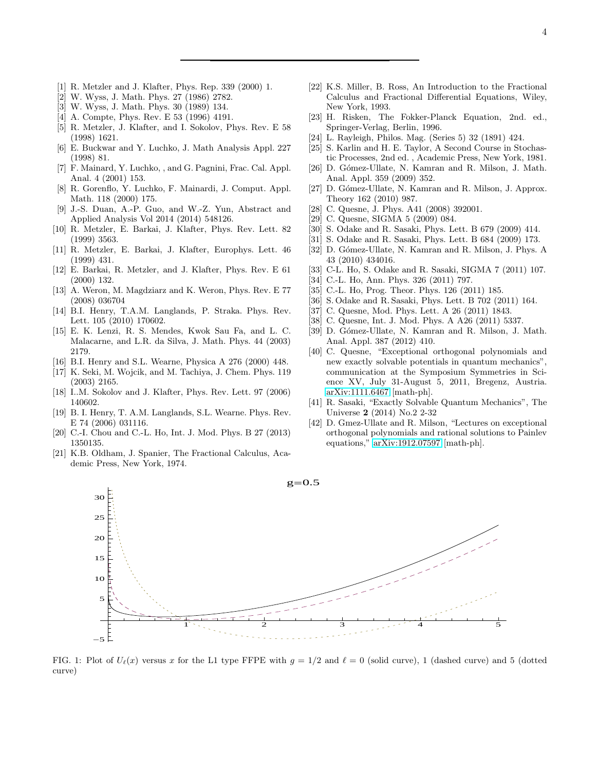---

[1] R. Metzler and J. Klafter, Phys. Rep. 339 (2000) 1.

[2] W. Wyss, J. Math. Phys. 27 (1986) 2782.

[3] W. Wyss, J. Math. Phys. 30 (1989) 134.

[4] A. Compte, Phys. Rev. E 53 (1996) 4191.

[5] R. Metzler, J. Klafter, and I. Sokolov, Phys. Rev. E 58 (1998) 1621.

[6] E. Buckwar and Y. Luchko, J. Math Analysis Appl. 227 (1998) 81.

[7] F. Mainard, Y. Luchko, , and G. Pagnini, Frac. Cal. Appl. Anal. 4 (2001) 153.

[8] R. Gorenflo, Y. Luchko, F. Mainardi, J. Comput. Appl. Math. 118 (2000) 175.

[9] J.-S. Duan, A.-P. Guo, and W.-Z. Yun, Abstract and Applied Analysis Vol 2014 (2014) 548126.

[10] R. Metzler, E. Barkai, J. Klafter, Phys. Rev. Lett. 82 (1999) 3563.

[11] R. Metzler, E. Barkai, J. Klafter, Europhys. Lett. 46 (1999) 431.

[12] E. Barkai, R. Metzler, and J. Klafter, Phys. Rev. E 61 (2000) 132.

[13] A. Weron, M. Magdziarz and K. Weron, Phys. Rev. E 77 (2008) 036704

[14] B.I. Henry, T.A.M. Langlands, P. Straka. Phys. Rev. Lett. 105 (2010) 170602.

[15] E. K. Lenzi, R. S. Mendes, Kwok Sau Fa, and L. C. Malacarne, and L.R. da Silva, J. Math. Phys. 44 (2003) 2179.

[16] B.I. Henry and S.L. Wearne, Physica A 276 (2000) 448.

[17] K. Seki, M. Wojcik, and M. Tachiya, J. Chem. Phys. 119 (2003) 2165.

[18] I..M. Sokolov and J. Klafter, Phys. Rev. Lett. 97 (2006) 140602.

[19] B. I. Henry, T. A.M. Langlands, S.L. Wearne. Phys. Rev. E 74 (2006) 031116.

[20] C.-I. Chou and C.-L. Ho, Int. J. Mod. Phys. B 27 (2013) 1350135.

[21] K.B. Oldham, J. Spanier, The Fractional Calculus, Academic Press, New York, 1974.

[22] K.S. Miller, B. Ross, An Introduction to the Fractional Calculus and Fractional Differential Equations, Wiley, New York, 1993.

[23] H. Risken, The Fokker-Planck Equation, 2nd. ed., Springer-Verlag, Berlin, 1996.

[24] L. Rayleigh, Philos. Mag. (Series 5) 32 (1891) 424.

[25] S. Karlin and H. E. Taylor, A Second Course in Stochastic Processes, 2nd ed. , Academic Press, New York, 1981.

[26] D. Gómez-Ullate, N. Kamran and R. Milson, J. Math. Anal. Appl. 359 (2009) 352.

[27] D. Gómez-Ullate, N. Kamran and R. Milson, J. Approx. Theory 162 (2010) 987.

[28] C. Quesne, J. Phys. A41 (2008) 392001.

[29] C. Quesne, SIGMA 5 (2009) 084.

[30] S. Odake and R. Sasaki, Phys. Lett. B 679 (2009) 414.

[31] S. Odake and R. Sasaki, Phys. Lett. B 684 (2009) 173.

[32] D. Gómez-Ullate, N. Kamran and R. Milson, J. Phys. A 43 (2010) 434016.

[33] C-L. Ho, S. Odake and R. Sasaki, SIGMA 7 (2011) 107.

[34] C.-L. Ho, Ann. Phys. 326 (2011) 797.

[35] C.-L. Ho, Prog. Theor. Phys. 126 (2011) 185.

[36] S. Odake and R. Sasaki, Phys. Lett. B 702 (2011) 164.

[37] C. Quesne, Mod. Phys. Lett. A 26 (2011) 1843.

[38] C. Quesne, Int. J. Mod. Phys. A A26 (2011) 5337.

[39] D. Gómez-Ullate, N. Kamran and R. Milson, J. Math. Anal. Appl. 387 (2012) 410.

[40] C. Quesne, "Exceptional orthogonal polynomials and new exactly solvable potentials in quantum mechanics", communication at the Symposium Symmetries in Science XV, July 31-August 5, 2011, Bregenz, Austria. arXiv:1111.6467 [math-ph].

[41] R. Sasaki, "Exactly Solvable Quantum Mechanics", The Universe **2** (2014) No.2 2-32

[42] D. Gmez-Ullate and R. Milson, "Lectures on exceptional orthogonal polynomials and rational solutions to Painlev equations," arXiv:1912.07597 [math-ph].

FIG. 1: Plot of $U_\ell(x)$ versus $x$ for the L1 type FFPE with $g = 1/2$ and $\ell = 0$ (solid curve), 1 (dashed curve) and 5 (dotted curve)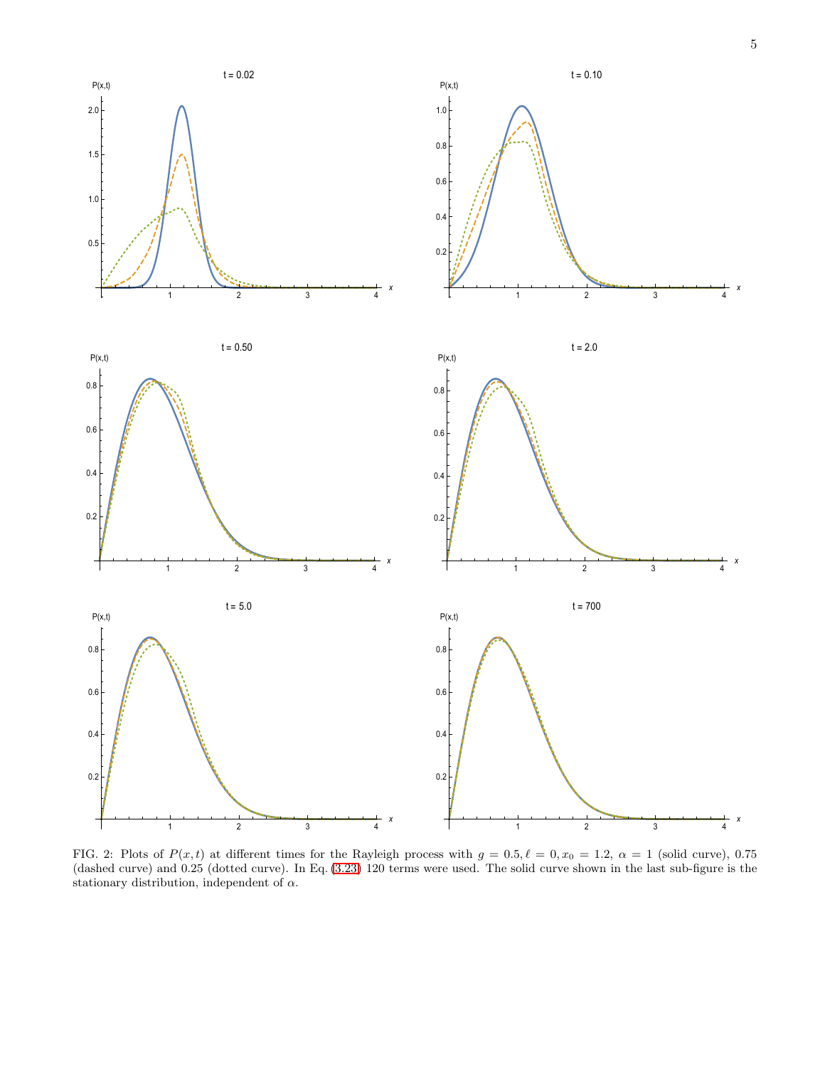FIG. 2: Plots of $P(x,t)$ at different times for the Rayleigh process with $g = 0.5, \ell = 0, x_0 = 1.2$, $\alpha = 1$ (solid curve), 0.75 (dashed curve) and 0.25 (dotted curve). In Eq. (3.23) 120 terms were used. The solid curve shown in the last sub-figure is the stationary distribution, independent of $\alpha$.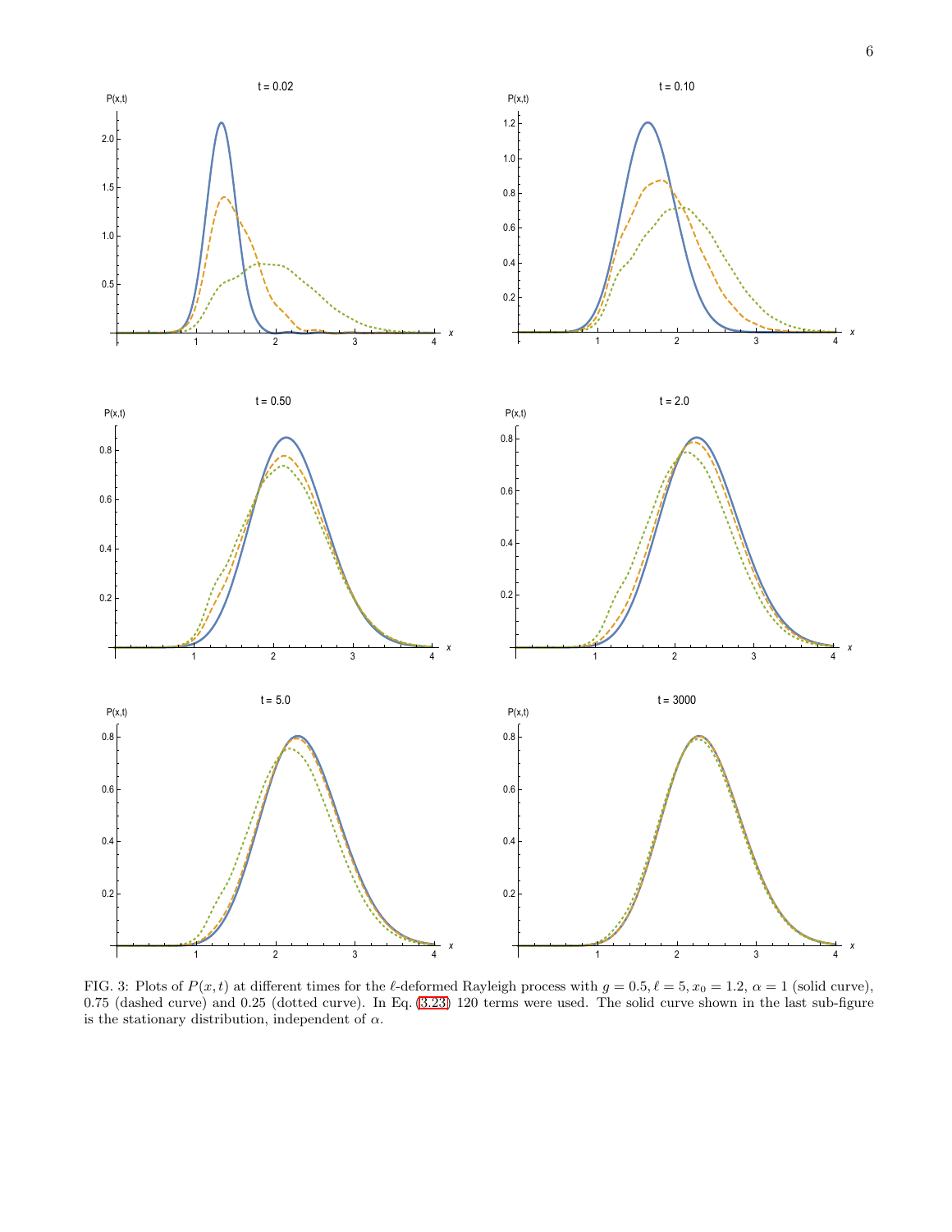t = 0.02

P(x,t)

2.0

1.5

1.0

0.5

1 2 3 4 x

t = 0.10

P(x,t)

1.2

1.0

0.8

0.6

0.4

0.2

1 2 3 4 x

t = 0.50

P(x,t)

0.8

0.6

0.4

0.2

1 2 3 4 x

t = 2.0

P(x,t)

0.8

0.6

0.4

0.2

1 2 3 4 x

t = 5.0

P(x,t)

0.8

0.6

0.4

0.2

1 2 3 4 x

t = 3000

P(x,t)

0.8

0.6

0.4

0.2

1 2 3 4 x

FIG. 3: Plots of $P(x,t)$ at different times for the $\ell$-deformed Rayleigh process with $g = 0.5, \ell = 5, x_0 = 1.2$, $\alpha = 1$ (solid curve), 0.75 (dashed curve) and 0.25 (dotted curve). In Eq. (3.23) 120 terms were used. The solid curve shown in the last sub-figure is the stationary distribution, independent of $\alpha$.